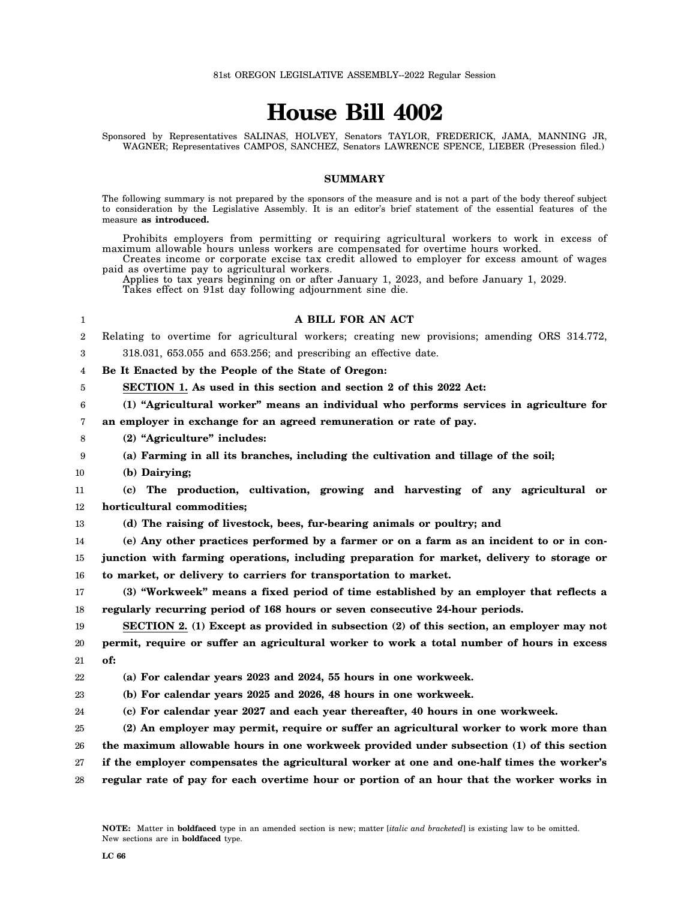81st OREGON LEGISLATIVE ASSEMBLY--2022 Regular Session

# House Bill 4002

Sponsored by Representatives SALINAS, HOLVEY, Senators TAYLOR, FREDERICK, JAMA, MANNING JR, WAGNER; Representatives CAMPOS, SANCHEZ, Senators LAWRENCE SPENCE, LIEBER (Presession filed.)

## SUMMARY

The following summary is not prepared by the sponsors of the measure and is not a part of the body thereof subject to consideration by the Legislative Assembly. It is an editor's brief statement of the essential features of the measure **as introduced.**

Prohibits employers from permitting or requiring agricultural workers to work in excess of maximum allowable hours unless workers are compensated for overtime hours worked.

Creates income or corporate excise tax credit allowed to employer for excess amount of wages paid as overtime pay to agricultural workers.

Applies to tax years beginning on or after January 1, 2023, and before January 1, 2029.

Takes effect on 91st day following adjournment sine die.

**A BILL FOR AN ACT**

Relating to overtime for agricultural workers; creating new provisions; amending ORS 314.772, 318.031, 653.055 and 653.256; and prescribing an effective date.

**Be It Enacted by the People of the State of Oregon:**

**SECTION 1. As used in this section and section 2 of this 2022 Act:**

**(1) "Agricultural worker" means an individual who performs services in agriculture for an employer in exchange for an agreed remuneration or rate of pay.**

**(2) "Agriculture" includes:**

**(a) Farming in all its branches, including the cultivation and tillage of the soil;**

**(b) Dairying;**

**(c) The production, cultivation, growing and harvesting of any agricultural or horticultural commodities;**

**(d) The raising of livestock, bees, fur-bearing animals or poultry; and**

**(e) Any other practices performed by a farmer or on a farm as an incident to or in conjunction with farming operations, including preparation for market, delivery to storage or to market, or delivery to carriers for transportation to market.**

**(3) "Workweek" means a fixed period of time established by an employer that reflects a regularly recurring period of 168 hours or seven consecutive 24-hour periods.**

**SECTION 2. (1) Except as provided in subsection (2) of this section, an employer may not permit, require or suffer an agricultural worker to work a total number of hours in excess of:**

**(a) For calendar years 2023 and 2024, 55 hours in one workweek.**

**(b) For calendar years 2025 and 2026, 48 hours in one workweek.**

**(c) For calendar year 2027 and each year thereafter, 40 hours in one workweek.**

**(2) An employer may permit, require or suffer an agricultural worker to work more than the maximum allowable hours in one workweek provided under subsection (1) of this section if the employer compensates the agricultural worker at one and one-half times the worker's regular rate of pay for each overtime hour or portion of an hour that the worker works in**

**NOTE:** Matter in **boldfaced** type in an amended section is new; matter [*italic and bracketed*] is existing law to be omitted. New sections are in **boldfaced** type.

LC 66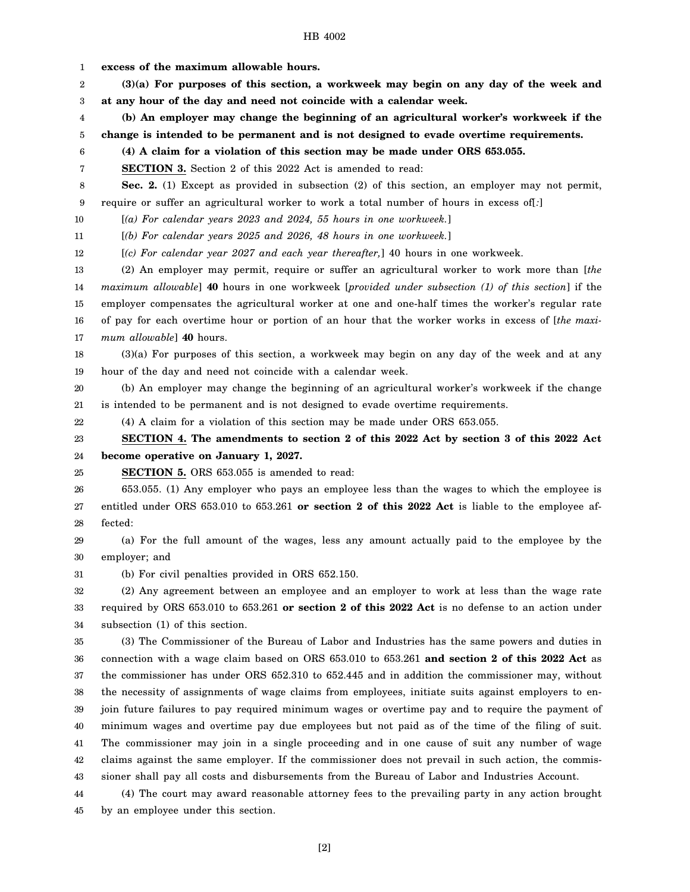**excess of the maximum allowable hours.**

**(3)(a) For purposes of this section, a workweek may begin on any day of the week and at any hour of the day and need not coincide with a calendar week.**

**(b) An employer may change the beginning of an agricultural worker's workweek if the change is intended to be permanent and is not designed to evade overtime requirements.**

**(4) A claim for a violation of this section may be made under ORS 653.055.**

**SECTION 3.** Section 2 of this 2022 Act is amended to read:

**Sec. 2.** (1) Except as provided in subsection (2) of this section, an employer may not permit, require or suffer an agricultural worker to work a total number of hours in excess of[*:*]

[*(a) For calendar years 2023 and 2024, 55 hours in one workweek.*]

[*(b) For calendar years 2025 and 2026, 48 hours in one workweek.*]

[*(c) For calendar year 2027 and each year thereafter,*] 40 hours in one workweek.

(2) An employer may permit, require or suffer an agricultural worker to work more than [*the maximum allowable*] **40** hours in one workweek [*provided under subsection (1) of this section*] if the employer compensates the agricultural worker at one and one-half times the worker's regular rate of pay for each overtime hour or portion of an hour that the worker works in excess of [*the maximum allowable*] **40** hours.

(3)(a) For purposes of this section, a workweek may begin on any day of the week and at any hour of the day and need not coincide with a calendar week.

(b) An employer may change the beginning of an agricultural worker's workweek if the change is intended to be permanent and is not designed to evade overtime requirements.

(4) A claim for a violation of this section may be made under ORS 653.055.

**SECTION 4. The amendments to section 2 of this 2022 Act by section 3 of this 2022 Act become operative on January 1, 2027.**

**SECTION 5.** ORS 653.055 is amended to read:

653.055. (1) Any employer who pays an employee less than the wages to which the employee is entitled under ORS 653.010 to 653.261 **or section 2 of this 2022 Act** is liable to the employee affected:

(a) For the full amount of the wages, less any amount actually paid to the employee by the employer; and

(b) For civil penalties provided in ORS 652.150.

(2) Any agreement between an employee and an employer to work at less than the wage rate required by ORS 653.010 to 653.261 **or section 2 of this 2022 Act** is no defense to an action under subsection (1) of this section.

(3) The Commissioner of the Bureau of Labor and Industries has the same powers and duties in connection with a wage claim based on ORS 653.010 to 653.261 **and section 2 of this 2022 Act** as the commissioner has under ORS 652.310 to 652.445 and in addition the commissioner may, without the necessity of assignments of wage claims from employees, initiate suits against employers to enjoin future failures to pay required minimum wages or overtime pay and to require the payment of minimum wages and overtime pay due employees but not paid as of the time of the filing of suit. The commissioner may join in a single proceeding and in one cause of suit any number of wage claims against the same employer. If the commissioner does not prevail in such action, the commissioner shall pay all costs and disbursements from the Bureau of Labor and Industries Account.

(4) The court may award reasonable attorney fees to the prevailing party in any action brought by an employee under this section.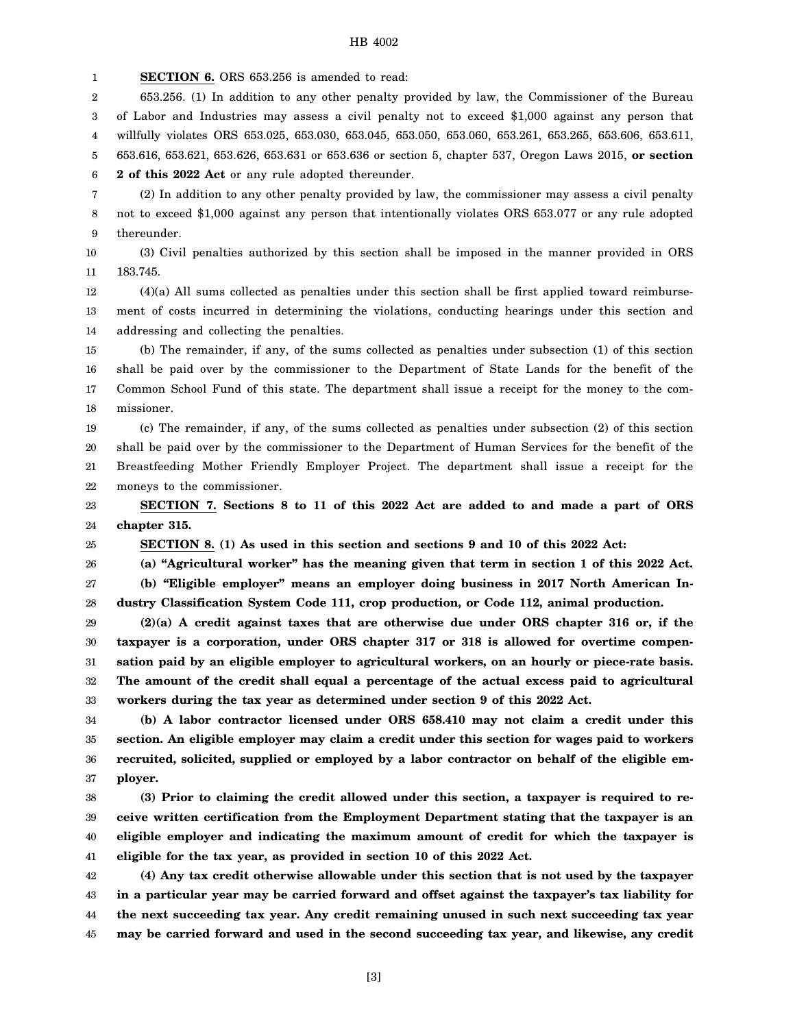**SECTION 6.** ORS 653.256 is amended to read:

653.256. (1) In addition to any other penalty provided by law, the Commissioner of the Bureau of Labor and Industries may assess a civil penalty not to exceed $1,000 against any person that willfully violates ORS 653.025, 653.030, 653.045, 653.050, 653.060, 653.261, 653.265, 653.606, 653.611, 653.616, 653.621, 653.626, 653.631 or 653.636 or section 5, chapter 537, Oregon Laws 2015, **or section 2 of this 2022 Act** or any rule adopted thereunder.

(2) In addition to any other penalty provided by law, the commissioner may assess a civil penalty not to exceed $1,000 against any person that intentionally violates ORS 653.077 or any rule adopted thereunder.

(3) Civil penalties authorized by this section shall be imposed in the manner provided in ORS 183.745.

(4)(a) All sums collected as penalties under this section shall be first applied toward reimbursement of costs incurred in determining the violations, conducting hearings under this section and addressing and collecting the penalties.

(b) The remainder, if any, of the sums collected as penalties under subsection (1) of this section shall be paid over by the commissioner to the Department of State Lands for the benefit of the Common School Fund of this state. The department shall issue a receipt for the money to the commissioner.

(c) The remainder, if any, of the sums collected as penalties under subsection (2) of this section shall be paid over by the commissioner to the Department of Human Services for the benefit of the Breastfeeding Mother Friendly Employer Project. The department shall issue a receipt for the moneys to the commissioner.

**SECTION 7. Sections 8 to 11 of this 2022 Act are added to and made a part of ORS chapter 315.**

**SECTION 8. (1) As used in this section and sections 9 and 10 of this 2022 Act:**

**(a) "Agricultural worker" has the meaning given that term in section 1 of this 2022 Act.**

**(b) "Eligible employer" means an employer doing business in 2017 North American Industry Classification System Code 111, crop production, or Code 112, animal production.**

**(2)(a) A credit against taxes that are otherwise due under ORS chapter 316 or, if the taxpayer is a corporation, under ORS chapter 317 or 318 is allowed for overtime compensation paid by an eligible employer to agricultural workers, on an hourly or piece-rate basis. The amount of the credit shall equal a percentage of the actual excess paid to agricultural workers during the tax year as determined under section 9 of this 2022 Act.**

**(b) A labor contractor licensed under ORS 658.410 may not claim a credit under this section. An eligible employer may claim a credit under this section for wages paid to workers recruited, solicited, supplied or employed by a labor contractor on behalf of the eligible employer.**

**(3) Prior to claiming the credit allowed under this section, a taxpayer is required to receive written certification from the Employment Department stating that the taxpayer is an eligible employer and indicating the maximum amount of credit for which the taxpayer is eligible for the tax year, as provided in section 10 of this 2022 Act.**

**(4) Any tax credit otherwise allowable under this section that is not used by the taxpayer in a particular year may be carried forward and offset against the taxpayer's tax liability for the next succeeding tax year. Any credit remaining unused in such next succeeding tax year may be carried forward and used in the second succeeding tax year, and likewise, any credit**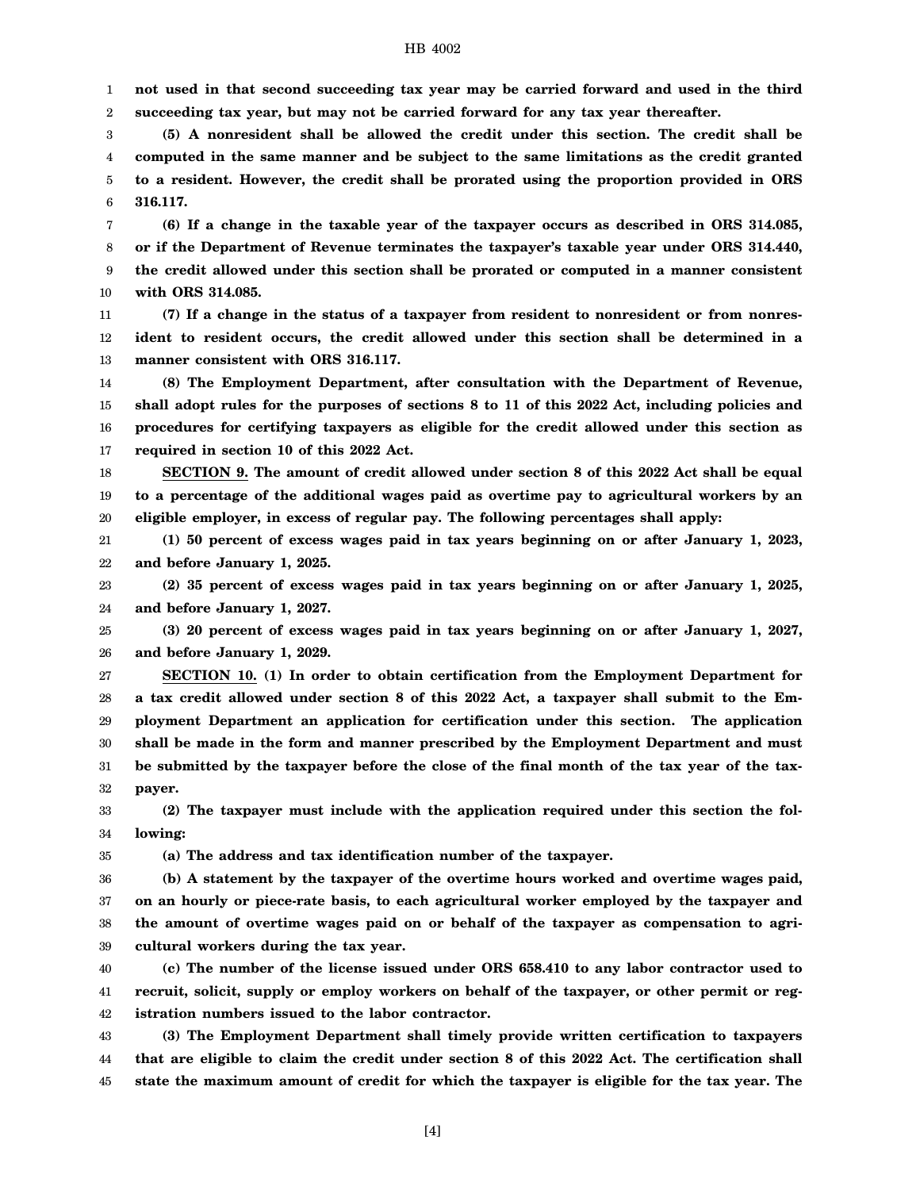**not used in that second succeeding tax year may be carried forward and used in the third succeeding tax year, but may not be carried forward for any tax year thereafter.**

**(5) A nonresident shall be allowed the credit under this section. The credit shall be computed in the same manner and be subject to the same limitations as the credit granted to a resident. However, the credit shall be prorated using the proportion provided in ORS 316.117.**

**(6) If a change in the taxable year of the taxpayer occurs as described in ORS 314.085, or if the Department of Revenue terminates the taxpayer's taxable year under ORS 314.440, the credit allowed under this section shall be prorated or computed in a manner consistent with ORS 314.085.**

**(7) If a change in the status of a taxpayer from resident to nonresident or from nonresident to resident occurs, the credit allowed under this section shall be determined in a manner consistent with ORS 316.117.**

**(8) The Employment Department, after consultation with the Department of Revenue, shall adopt rules for the purposes of sections 8 to 11 of this 2022 Act, including policies and procedures for certifying taxpayers as eligible for the credit allowed under this section as required in section 10 of this 2022 Act.**

**SECTION 9. The amount of credit allowed under section 8 of this 2022 Act shall be equal to a percentage of the additional wages paid as overtime pay to agricultural workers by an eligible employer, in excess of regular pay. The following percentages shall apply:**

**(1) 50 percent of excess wages paid in tax years beginning on or after January 1, 2023, and before January 1, 2025.**

**(2) 35 percent of excess wages paid in tax years beginning on or after January 1, 2025, and before January 1, 2027.**

**(3) 20 percent of excess wages paid in tax years beginning on or after January 1, 2027, and before January 1, 2029.**

**SECTION 10. (1) In order to obtain certification from the Employment Department for a tax credit allowed under section 8 of this 2022 Act, a taxpayer shall submit to the Employment Department an application for certification under this section. The application shall be made in the form and manner prescribed by the Employment Department and must be submitted by the taxpayer before the close of the final month of the tax year of the taxpayer.**

**(2) The taxpayer must include with the application required under this section the following:**

**(a) The address and tax identification number of the taxpayer.**

**(b) A statement by the taxpayer of the overtime hours worked and overtime wages paid, on an hourly or piece-rate basis, to each agricultural worker employed by the taxpayer and the amount of overtime wages paid on or behalf of the taxpayer as compensation to agricultural workers during the tax year.**

**(c) The number of the license issued under ORS 658.410 to any labor contractor used to recruit, solicit, supply or employ workers on behalf of the taxpayer, or other permit or registration numbers issued to the labor contractor.**

**(3) The Employment Department shall timely provide written certification to taxpayers that are eligible to claim the credit under section 8 of this 2022 Act. The certification shall state the maximum amount of credit for which the taxpayer is eligible for the tax year. The**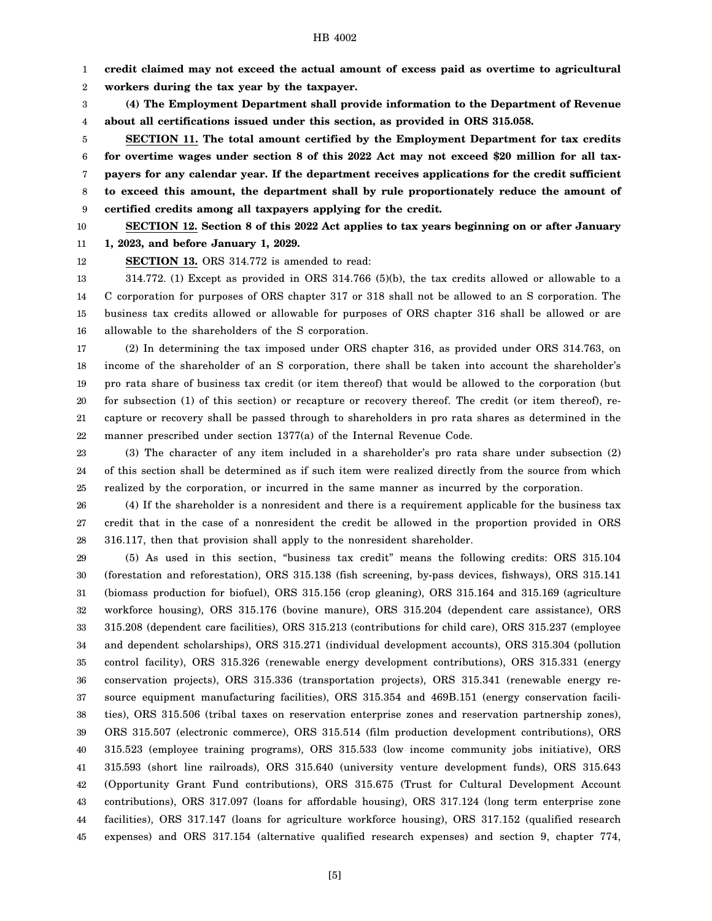**credit claimed may not exceed the actual amount of excess paid as overtime to agricultural workers during the tax year by the taxpayer.**

**(4) The Employment Department shall provide information to the Department of Revenue about all certifications issued under this section, as provided in ORS 315.058.**

**SECTION 11. The total amount certified by the Employment Department for tax credits for overtime wages under section 8 of this 2022 Act may not exceed $20 million for all taxpayers for any calendar year. If the department receives applications for the credit sufficient to exceed this amount, the department shall by rule proportionately reduce the amount of certified credits among all taxpayers applying for the credit.**

**SECTION 12. Section 8 of this 2022 Act applies to tax years beginning on or after January 1, 2023, and before January 1, 2029.**

**SECTION 13.** ORS 314.772 is amended to read:

314.772. (1) Except as provided in ORS 314.766 (5)(b), the tax credits allowed or allowable to a C corporation for purposes of ORS chapter 317 or 318 shall not be allowed to an S corporation. The business tax credits allowed or allowable for purposes of ORS chapter 316 shall be allowed or are allowable to the shareholders of the S corporation.

(2) In determining the tax imposed under ORS chapter 316, as provided under ORS 314.763, on income of the shareholder of an S corporation, there shall be taken into account the shareholder's pro rata share of business tax credit (or item thereof) that would be allowed to the corporation (but for subsection (1) of this section) or recapture or recovery thereof. The credit (or item thereof), recapture or recovery shall be passed through to shareholders in pro rata shares as determined in the manner prescribed under section 1377(a) of the Internal Revenue Code.

(3) The character of any item included in a shareholder's pro rata share under subsection (2) of this section shall be determined as if such item were realized directly from the source from which realized by the corporation, or incurred in the same manner as incurred by the corporation.

(4) If the shareholder is a nonresident and there is a requirement applicable for the business tax credit that in the case of a nonresident the credit be allowed in the proportion provided in ORS 316.117, then that provision shall apply to the nonresident shareholder.

(5) As used in this section, "business tax credit" means the following credits: ORS 315.104 (forestation and reforestation), ORS 315.138 (fish screening, by-pass devices, fishways), ORS 315.141 (biomass production for biofuel), ORS 315.156 (crop gleaning), ORS 315.164 and 315.169 (agriculture workforce housing), ORS 315.176 (bovine manure), ORS 315.204 (dependent care assistance), ORS 315.208 (dependent care facilities), ORS 315.213 (contributions for child care), ORS 315.237 (employee and dependent scholarships), ORS 315.271 (individual development accounts), ORS 315.304 (pollution control facility), ORS 315.326 (renewable energy development contributions), ORS 315.331 (energy conservation projects), ORS 315.336 (transportation projects), ORS 315.341 (renewable energy resource equipment manufacturing facilities), ORS 315.354 and 469B.151 (energy conservation facilities), ORS 315.506 (tribal taxes on reservation enterprise zones and reservation partnership zones), ORS 315.507 (electronic commerce), ORS 315.514 (film production development contributions), ORS 315.523 (employee training programs), ORS 315.533 (low income community jobs initiative), ORS 315.593 (short line railroads), ORS 315.640 (university venture development funds), ORS 315.643 (Opportunity Grant Fund contributions), ORS 315.675 (Trust for Cultural Development Account contributions), ORS 317.097 (loans for affordable housing), ORS 317.124 (long term enterprise zone facilities), ORS 317.147 (loans for agriculture workforce housing), ORS 317.152 (qualified research expenses) and ORS 317.154 (alternative qualified research expenses) and section 9, chapter 774,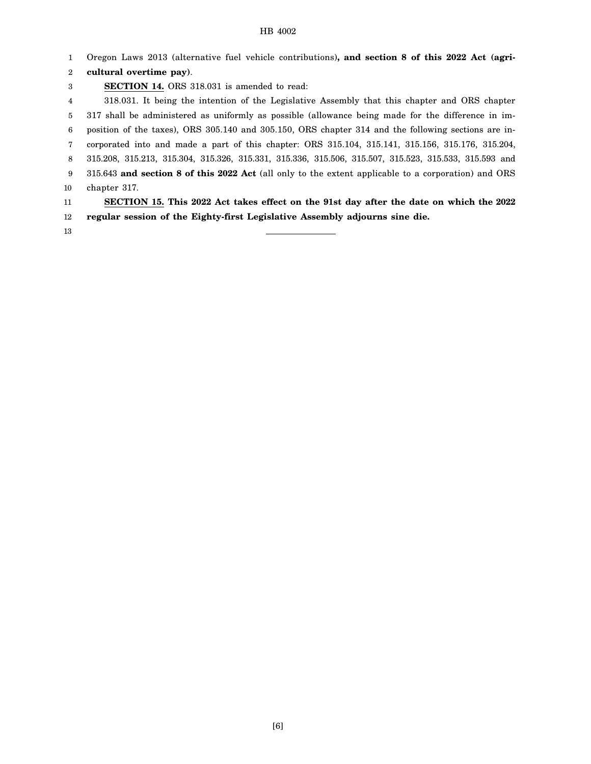Oregon Laws 2013 (alternative fuel vehicle contributions)**, and section 8 of this 2022 Act (agricultural overtime pay)**.

**SECTION 14.** ORS 318.031 is amended to read:

318.031. It being the intention of the Legislative Assembly that this chapter and ORS chapter 317 shall be administered as uniformly as possible (allowance being made for the difference in imposition of the taxes), ORS 305.140 and 305.150, ORS chapter 314 and the following sections are incorporated into and made a part of this chapter: ORS 315.104, 315.141, 315.156, 315.176, 315.204, 315.208, 315.213, 315.304, 315.326, 315.331, 315.336, 315.506, 315.507, 315.523, 315.533, 315.593 and 315.643 **and section 8 of this 2022 Act** (all only to the extent applicable to a corporation) and ORS chapter 317.

**SECTION 15. This 2022 Act takes effect on the 91st day after the date on which the 2022 regular session of the Eighty-first Legislative Assembly adjourns sine die.**